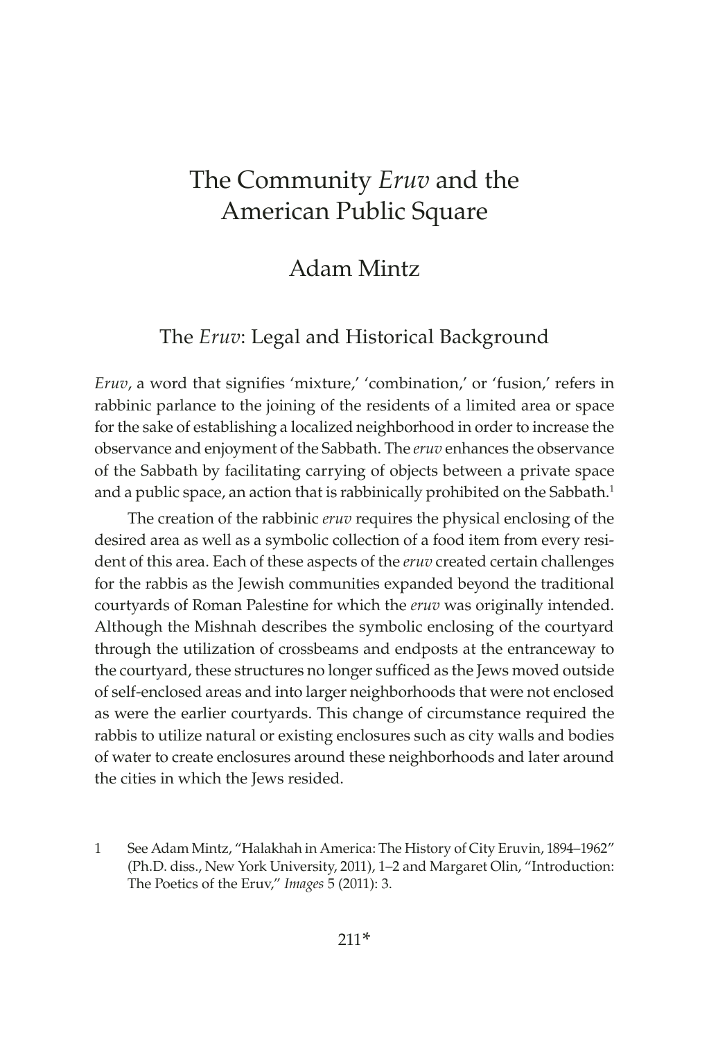# The Community *Eruv* and the American Public Square

## Adam Mintz

### The *Eruv*: Legal and Historical Background

*Eruv*, a word that signifies 'mixture,' 'combination,' or 'fusion,' refers in rabbinic parlance to the joining of the residents of a limited area or space for the sake of establishing a localized neighborhood in order to increase the observance and enjoyment of the Sabbath. The *eruv* enhances the observance of the Sabbath by facilitating carrying of objects between a private space and a public space, an action that is rabbinically prohibited on the Sabbath.[1]

The creation of the rabbinic *eruv* requires the physical enclosing of the desired area as well as a symbolic collection of a food item from every resident of this area. Each of these aspects of the *eruv* created certain challenges for the rabbis as the Jewish communities expanded beyond the traditional courtyards of Roman Palestine for which the *eruv* was originally intended. Although the Mishnah describes the symbolic enclosing of the courtyard through the utilization of crossbeams and endposts at the entranceway to the courtyard, these structures no longer sufficed as the Jews moved outside of self-enclosed areas and into larger neighborhoods that were not enclosed as were the earlier courtyards. This change of circumstance required the rabbis to utilize natural or existing enclosures such as city walls and bodies of water to create enclosures around these neighborhoods and later around the cities in which the Jews resided.

1 See Adam Mintz, "Halakhah in America: The History of City Eruvin, 1894–1962" (Ph.D. diss., New York University, 2011), 1–2 and Margaret Olin, "Introduction: The Poetics of the Eruv," *Images* 5 (2011): 3.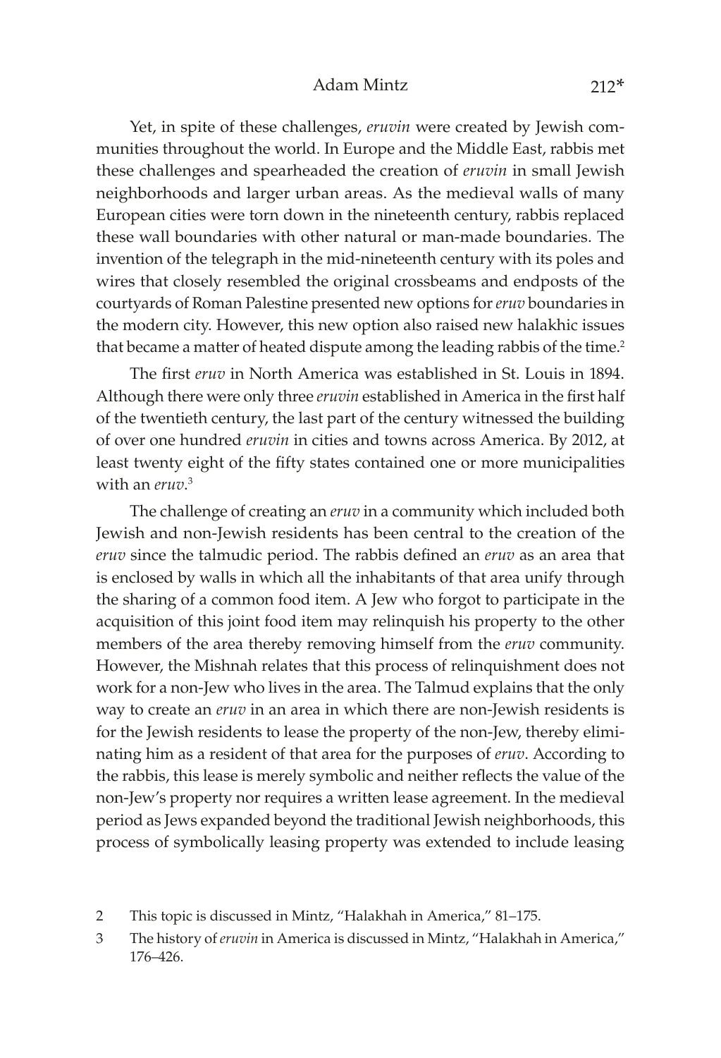Yet, in spite of these challenges, *eruvin* were created by Jewish communities throughout the world. In Europe and the Middle East, rabbis met these challenges and spearheaded the creation of *eruvin* in small Jewish neighborhoods and larger urban areas. As the medieval walls of many European cities were torn down in the nineteenth century, rabbis replaced these wall boundaries with other natural or man-made boundaries. The invention of the telegraph in the mid-nineteenth century with its poles and wires that closely resembled the original crossbeams and endposts of the courtyards of Roman Palestine presented new options for *eruv* boundaries in the modern city. However, this new option also raised new halakhic issues that became a matter of heated dispute among the leading rabbis of the time.[2]

The first *eruv* in North America was established in St. Louis in 1894. Although there were only three *eruvin* established in America in the first half of the twentieth century, the last part of the century witnessed the building of over one hundred *eruvin* in cities and towns across America. By 2012, at least twenty eight of the fifty states contained one or more municipalities with an *eruv*.[3]

The challenge of creating an *eruv* in a community which included both Jewish and non-Jewish residents has been central to the creation of the *eruv* since the talmudic period. The rabbis defined an *eruv* as an area that is enclosed by walls in which all the inhabitants of that area unify through the sharing of a common food item. A Jew who forgot to participate in the acquisition of this joint food item may relinquish his property to the other members of the area thereby removing himself from the *eruv* community. However, the Mishnah relates that this process of relinquishment does not work for a non-Jew who lives in the area. The Talmud explains that the only way to create an *eruv* in an area in which there are non-Jewish residents is for the Jewish residents to lease the property of the non-Jew, thereby eliminating him as a resident of that area for the purposes of *eruv*. According to the rabbis, this lease is merely symbolic and neither reflects the value of the non-Jew's property nor requires a written lease agreement. In the medieval period as Jews expanded beyond the traditional Jewish neighborhoods, this process of symbolically leasing property was extended to include leasing

2 This topic is discussed in Mintz, "Halakhah in America," 81–175.

3 The history of *eruvin* in America is discussed in Mintz, "Halakhah in America," 176–426.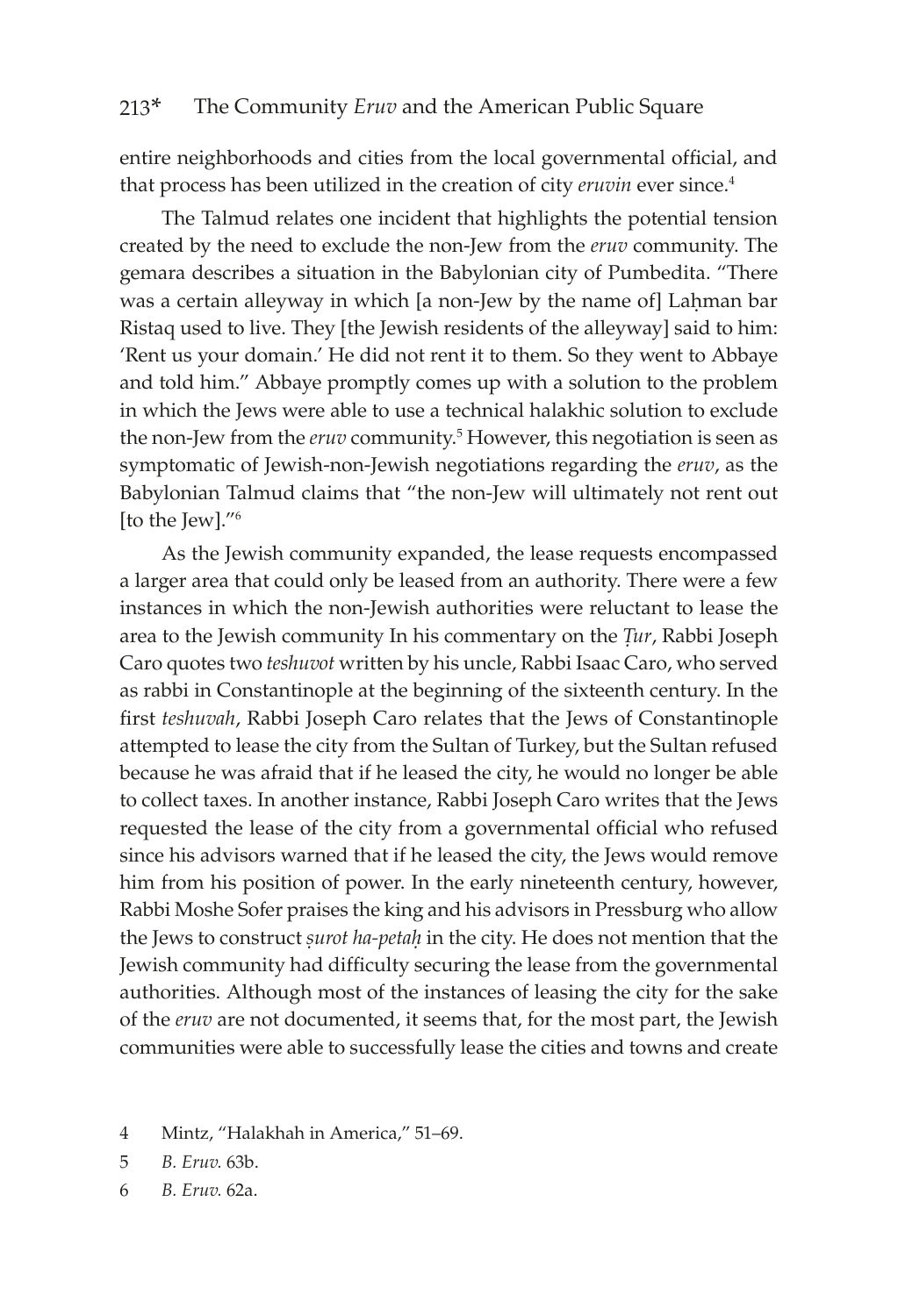entire neighborhoods and cities from the local governmental official, and that process has been utilized in the creation of city *eruvin* ever since.[4]

The Talmud relates one incident that highlights the potential tension created by the need to exclude the non-Jew from the *eruv* community. The gemara describes a situation in the Babylonian city of Pumbedita. "There was a certain alleyway in which [a non-Jew by the name of] Laḥman bar Ristaq used to live. They [the Jewish residents of the alleyway] said to him: 'Rent us your domain.' He did not rent it to them. So they went to Abbaye and told him." Abbaye promptly comes up with a solution to the problem in which the Jews were able to use a technical halakhic solution to exclude the non-Jew from the *eruv* community.[5] However, this negotiation is seen as symptomatic of Jewish-non-Jewish negotiations regarding the *eruv*, as the Babylonian Talmud claims that "the non-Jew will ultimately not rent out [to the Jew]."[6]

As the Jewish community expanded, the lease requests encompassed a larger area that could only be leased from an authority. There were a few instances in which the non-Jewish authorities were reluctant to lease the area to the Jewish community In his commentary on the *Ṭur*, Rabbi Joseph Caro quotes two *teshuvot* written by his uncle, Rabbi Isaac Caro, who served as rabbi in Constantinople at the beginning of the sixteenth century. In the first *teshuvah*, Rabbi Joseph Caro relates that the Jews of Constantinople attempted to lease the city from the Sultan of Turkey, but the Sultan refused because he was afraid that if he leased the city, he would no longer be able to collect taxes. In another instance, Rabbi Joseph Caro writes that the Jews requested the lease of the city from a governmental official who refused since his advisors warned that if he leased the city, the Jews would remove him from his position of power. In the early nineteenth century, however, Rabbi Moshe Sofer praises the king and his advisors in Pressburg who allow the Jews to construct *ṣurot ha-petaḥ* in the city. He does not mention that the Jewish community had difficulty securing the lease from the governmental authorities. Although most of the instances of leasing the city for the sake of the *eruv* are not documented, it seems that, for the most part, the Jewish communities were able to successfully lease the cities and towns and create

4 Mintz, "Halakhah in America," 51–69.

5 *B. Eruv.* 63b.

6 *B. Eruv.* 62a.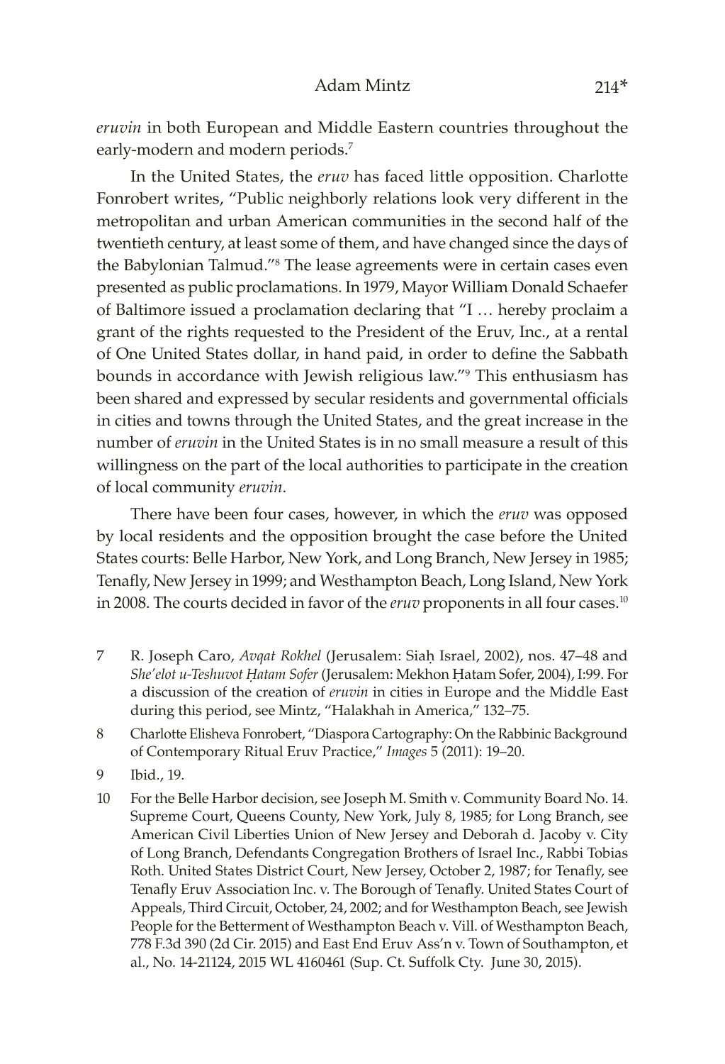*eruvin* in both European and Middle Eastern countries throughout the early-modern and modern periods.[7]

In the United States, the *eruv* has faced little opposition. Charlotte Fonrobert writes, "Public neighborly relations look very different in the metropolitan and urban American communities in the second half of the twentieth century, at least some of them, and have changed since the days of the Babylonian Talmud."[8] The lease agreements were in certain cases even presented as public proclamations. In 1979, Mayor William Donald Schaefer of Baltimore issued a proclamation declaring that "I … hereby proclaim a grant of the rights requested to the President of the Eruv, Inc., at a rental of One United States dollar, in hand paid, in order to define the Sabbath bounds in accordance with Jewish religious law."[9] This enthusiasm has been shared and expressed by secular residents and governmental officials in cities and towns through the United States, and the great increase in the number of *eruvin* in the United States is in no small measure a result of this willingness on the part of the local authorities to participate in the creation of local community *eruvin*.

There have been four cases, however, in which the *eruv* was opposed by local residents and the opposition brought the case before the United States courts: Belle Harbor, New York, and Long Branch, New Jersey in 1985; Tenafly, New Jersey in 1999; and Westhampton Beach, Long Island, New York in 2008. The courts decided in favor of the *eruv* proponents in all four cases.[10]

7 R. Joseph Caro, *Avqat Rokhel* (Jerusalem: Siaḥ Israel, 2002), nos. 47–48 and *She'elot u-Teshuvot Ḥatam Sofer* (Jerusalem: Mekhon Ḥatam Sofer, 2004), I:99. For a discussion of the creation of *eruvin* in cities in Europe and the Middle East during this period, see Mintz, "Halakhah in America," 132–75.

8 Charlotte Elisheva Fonrobert, "Diaspora Cartography: On the Rabbinic Background of Contemporary Ritual Eruv Practice," *Images* 5 (2011): 19–20.

9 Ibid., 19.

10 For the Belle Harbor decision, see Joseph M. Smith v. Community Board No. 14. Supreme Court, Queens County, New York, July 8, 1985; for Long Branch, see American Civil Liberties Union of New Jersey and Deborah d. Jacoby v. City of Long Branch, Defendants Congregation Brothers of Israel Inc., Rabbi Tobias Roth. United States District Court, New Jersey, October 2, 1987; for Tenafly, see Tenafly Eruv Association Inc. v. The Borough of Tenafly. United States Court of Appeals, Third Circuit, October, 24, 2002; and for Westhampton Beach, see Jewish People for the Betterment of Westhampton Beach v. Vill. of Westhampton Beach, 778 F.3d 390 (2d Cir. 2015) and East End Eruv Ass'n v. Town of Southampton, et al., No. 14-21124, 2015 WL 4160461 (Sup. Ct. Suffolk Cty. June 30, 2015).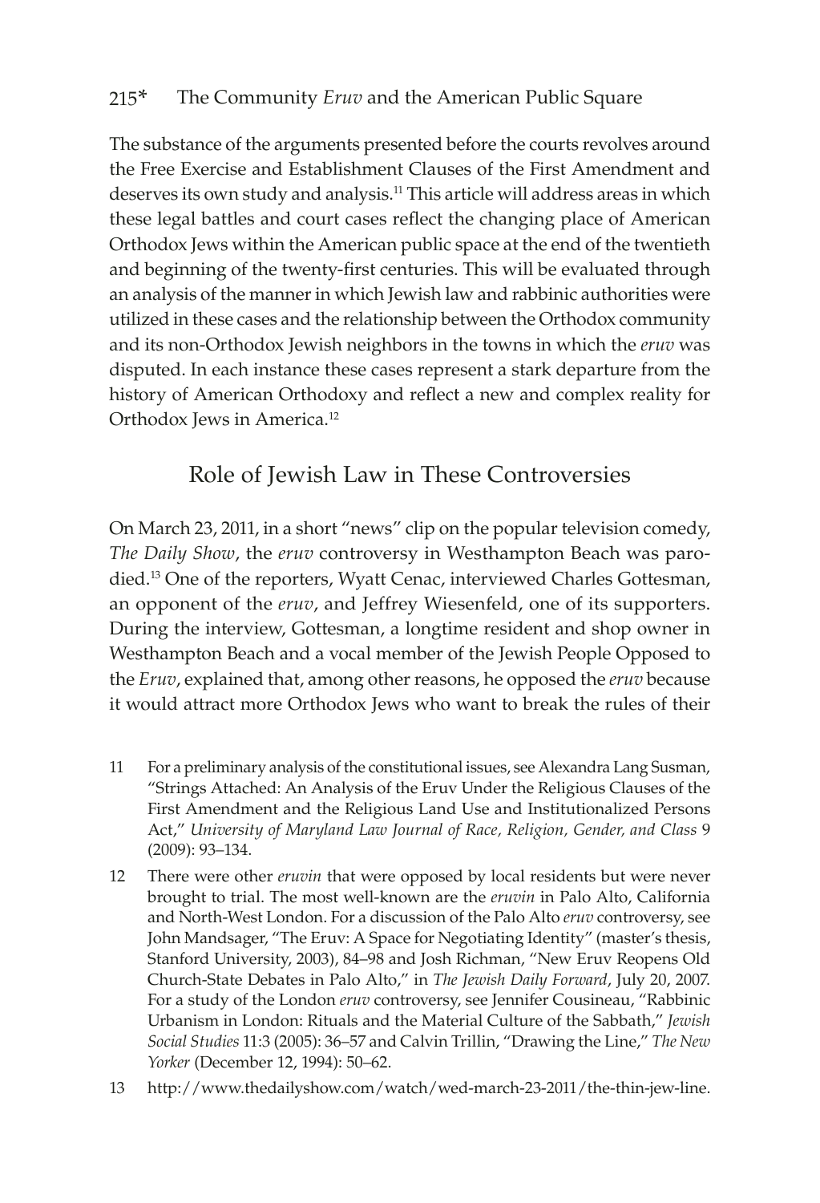The substance of the arguments presented before the courts revolves around the Free Exercise and Establishment Clauses of the First Amendment and deserves its own study and analysis.[11] This article will address areas in which these legal battles and court cases reflect the changing place of American Orthodox Jews within the American public space at the end of the twentieth and beginning of the twenty-first centuries. This will be evaluated through an analysis of the manner in which Jewish law and rabbinic authorities were utilized in these cases and the relationship between the Orthodox community and its non-Orthodox Jewish neighbors in the towns in which the *eruv* was disputed. In each instance these cases represent a stark departure from the history of American Orthodoxy and reflect a new and complex reality for Orthodox Jews in America.[12]

## Role of Jewish Law in These Controversies

On March 23, 2011, in a short "news" clip on the popular television comedy, *The Daily Show*, the *eruv* controversy in Westhampton Beach was parodied.[13] One of the reporters, Wyatt Cenac, interviewed Charles Gottesman, an opponent of the *eruv*, and Jeffrey Wiesenfeld, one of its supporters. During the interview, Gottesman, a longtime resident and shop owner in Westhampton Beach and a vocal member of the Jewish People Opposed to the *Eruv*, explained that, among other reasons, he opposed the *eruv* because it would attract more Orthodox Jews who want to break the rules of their

11 For a preliminary analysis of the constitutional issues, see Alexandra Lang Susman, "Strings Attached: An Analysis of the Eruv Under the Religious Clauses of the First Amendment and the Religious Land Use and Institutionalized Persons Act," *University of Maryland Law Journal of Race, Religion, Gender, and Class* 9 (2009): 93–134.

12 There were other *eruvin* that were opposed by local residents but were never brought to trial. The most well-known are the *eruvin* in Palo Alto, California and North-West London. For a discussion of the Palo Alto *eruv* controversy, see John Mandsager, "The Eruv: A Space for Negotiating Identity" (master's thesis, Stanford University, 2003), 84–98 and Josh Richman, "New Eruv Reopens Old Church-State Debates in Palo Alto," in *The Jewish Daily Forward*, July 20, 2007. For a study of the London *eruv* controversy, see Jennifer Cousineau, "Rabbinic Urbanism in London: Rituals and the Material Culture of the Sabbath," *Jewish Social Studies* 11:3 (2005): 36–57 and Calvin Trillin, "Drawing the Line," *The New Yorker* (December 12, 1994): 50–62.

13 http://www.thedailyshow.com/watch/wed-march-23-2011/the-thin-jew-line.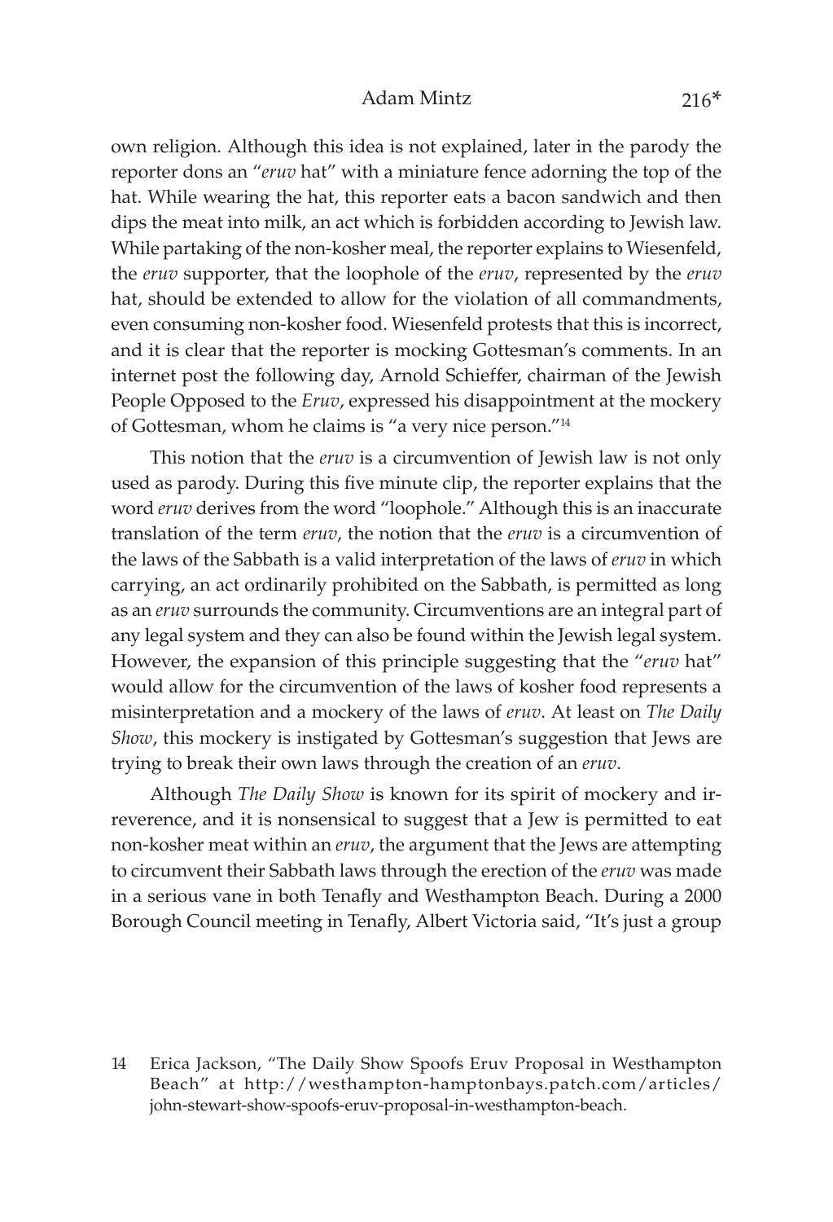own religion. Although this idea is not explained, later in the parody the reporter dons an "*eruv* hat" with a miniature fence adorning the top of the hat. While wearing the hat, this reporter eats a bacon sandwich and then dips the meat into milk, an act which is forbidden according to Jewish law. While partaking of the non-kosher meal, the reporter explains to Wiesenfeld, the *eruv* supporter, that the loophole of the *eruv*, represented by the *eruv* hat, should be extended to allow for the violation of all commandments, even consuming non-kosher food. Wiesenfeld protests that this is incorrect, and it is clear that the reporter is mocking Gottesman's comments. In an internet post the following day, Arnold Schieffer, chairman of the Jewish People Opposed to the *Eruv*, expressed his disappointment at the mockery of Gottesman, whom he claims is "a very nice person."[14]

This notion that the *eruv* is a circumvention of Jewish law is not only used as parody. During this five minute clip, the reporter explains that the word *eruv* derives from the word "loophole." Although this is an inaccurate translation of the term *eruv*, the notion that the *eruv* is a circumvention of the laws of the Sabbath is a valid interpretation of the laws of *eruv* in which carrying, an act ordinarily prohibited on the Sabbath, is permitted as long as an *eruv* surrounds the community. Circumventions are an integral part of any legal system and they can also be found within the Jewish legal system. However, the expansion of this principle suggesting that the "*eruv* hat" would allow for the circumvention of the laws of kosher food represents a misinterpretation and a mockery of the laws of *eruv*. At least on *The Daily Show*, this mockery is instigated by Gottesman's suggestion that Jews are trying to break their own laws through the creation of an *eruv*.

Although *The Daily Show* is known for its spirit of mockery and irreverence, and it is nonsensical to suggest that a Jew is permitted to eat non-kosher meat within an *eruv*, the argument that the Jews are attempting to circumvent their Sabbath laws through the erection of the *eruv* was made in a serious vane in both Tenafly and Westhampton Beach. During a 2000 Borough Council meeting in Tenafly, Albert Victoria said, "It's just a group

14 Erica Jackson, "The Daily Show Spoofs Eruv Proposal in Westhampton Beach" at http://westhampton-hamptonbays.patch.com/articles/john-stewart-show-spoofs-eruv-proposal-in-westhampton-beach.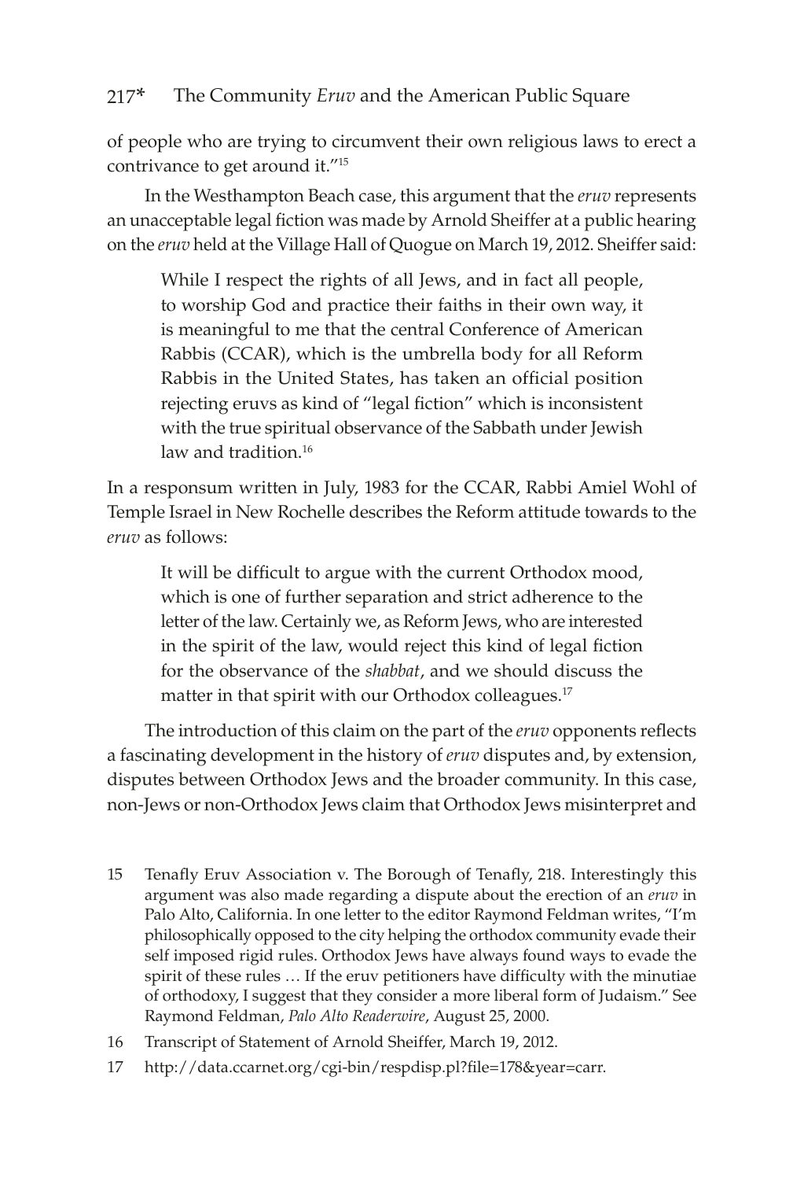of people who are trying to circumvent their own religious laws to erect a contrivance to get around it."[15]

In the Westhampton Beach case, this argument that the *eruv* represents an unacceptable legal fiction was made by Arnold Sheiffer at a public hearing on the *eruv* held at the Village Hall of Quogue on March 19, 2012. Sheiffer said:

> While I respect the rights of all Jews, and in fact all people, to worship God and practice their faiths in their own way, it is meaningful to me that the central Conference of American Rabbis (CCAR), which is the umbrella body for all Reform Rabbis in the United States, has taken an official position rejecting eruvs as kind of "legal fiction" which is inconsistent with the true spiritual observance of the Sabbath under Jewish law and tradition.[16]

In a responsum written in July, 1983 for the CCAR, Rabbi Amiel Wohl of Temple Israel in New Rochelle describes the Reform attitude towards to the *eruv* as follows:

> It will be difficult to argue with the current Orthodox mood, which is one of further separation and strict adherence to the letter of the law. Certainly we, as Reform Jews, who are interested in the spirit of the law, would reject this kind of legal fiction for the observance of the *shabbat*, and we should discuss the matter in that spirit with our Orthodox colleagues.[17]

The introduction of this claim on the part of the *eruv* opponents reflects a fascinating development in the history of *eruv* disputes and, by extension, disputes between Orthodox Jews and the broader community. In this case, non-Jews or non-Orthodox Jews claim that Orthodox Jews misinterpret and

15 Tenafly Eruv Association v. The Borough of Tenafly, 218. Interestingly this argument was also made regarding a dispute about the erection of an *eruv* in Palo Alto, California. In one letter to the editor Raymond Feldman writes, "I'm philosophically opposed to the city helping the orthodox community evade their self imposed rigid rules. Orthodox Jews have always found ways to evade the spirit of these rules … If the eruv petitioners have difficulty with the minutiae of orthodoxy, I suggest that they consider a more liberal form of Judaism." See Raymond Feldman, *Palo Alto Readerwire*, August 25, 2000.

16 Transcript of Statement of Arnold Sheiffer, March 19, 2012.

17 http://data.ccarnet.org/cgi-bin/respdisp.pl?file=178&year=carr.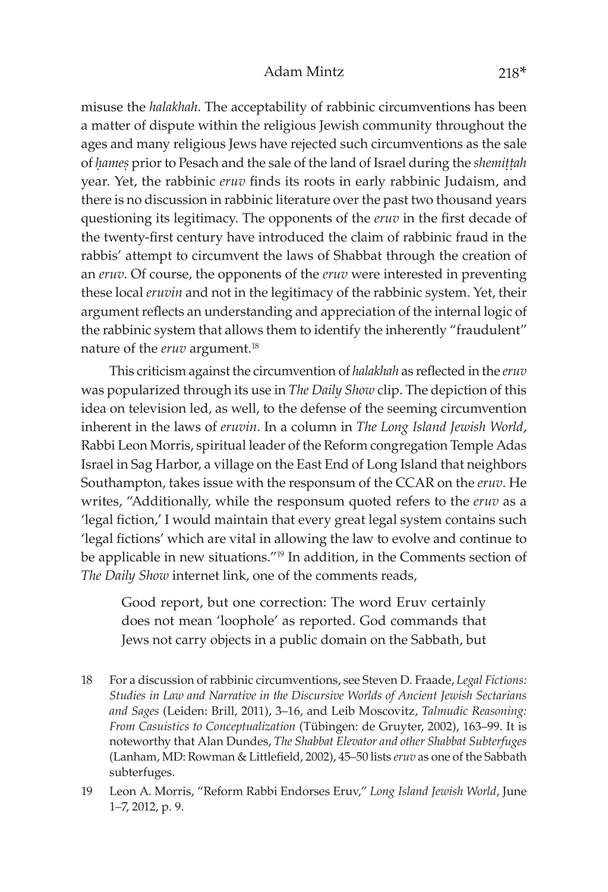misuse the *halakhah*. The acceptability of rabbinic circumventions has been a matter of dispute within the religious Jewish community throughout the ages and many religious Jews have rejected such circumventions as the sale of *ḥameṣ* prior to Pesach and the sale of the land of Israel during the *shemiṭṭah* year. Yet, the rabbinic *eruv* finds its roots in early rabbinic Judaism, and there is no discussion in rabbinic literature over the past two thousand years questioning its legitimacy. The opponents of the *eruv* in the first decade of the twenty-first century have introduced the claim of rabbinic fraud in the rabbis' attempt to circumvent the laws of Shabbat through the creation of an *eruv*. Of course, the opponents of the *eruv* were interested in preventing these local *eruvin* and not in the legitimacy of the rabbinic system. Yet, their argument reflects an understanding and appreciation of the internal logic of the rabbinic system that allows them to identify the inherently "fraudulent" nature of the *eruv* argument.[18]

This criticism against the circumvention of *halakhah* as reflected in the *eruv* was popularized through its use in *The Daily Show* clip. The depiction of this idea on television led, as well, to the defense of the seeming circumvention inherent in the laws of *eruvin*. In a column in *The Long Island Jewish World*, Rabbi Leon Morris, spiritual leader of the Reform congregation Temple Adas Israel in Sag Harbor, a village on the East End of Long Island that neighbors Southampton, takes issue with the responsum of the CCAR on the *eruv*. He writes, "Additionally, while the responsum quoted refers to the *eruv* as a 'legal fiction,' I would maintain that every great legal system contains such 'legal fictions' which are vital in allowing the law to evolve and continue to be applicable in new situations."[19] In addition, in the Comments section of *The Daily Show* internet link, one of the comments reads,

> Good report, but one correction: The word Eruv certainly does not mean 'loophole' as reported. God commands that Jews not carry objects in a public domain on the Sabbath, but

18 For a discussion of rabbinic circumventions, see Steven D. Fraade, *Legal Fictions: Studies in Law and Narrative in the Discursive Worlds of Ancient Jewish Sectarians and Sages* (Leiden: Brill, 2011), 3–16, and Leib Moscovitz, *Talmudic Reasoning: From Casuistics to Conceptualization* (Tübingen: de Gruyter, 2002), 163–99. It is noteworthy that Alan Dundes, *The Shabbat Elevator and other Shabbat Subterfuges* (Lanham, MD: Rowman & Littlefield, 2002), 45–50 lists *eruv* as one of the Sabbath subterfuges.

19 Leon A. Morris, "Reform Rabbi Endorses Eruv," *Long Island Jewish World*, June 1–7, 2012, p. 9.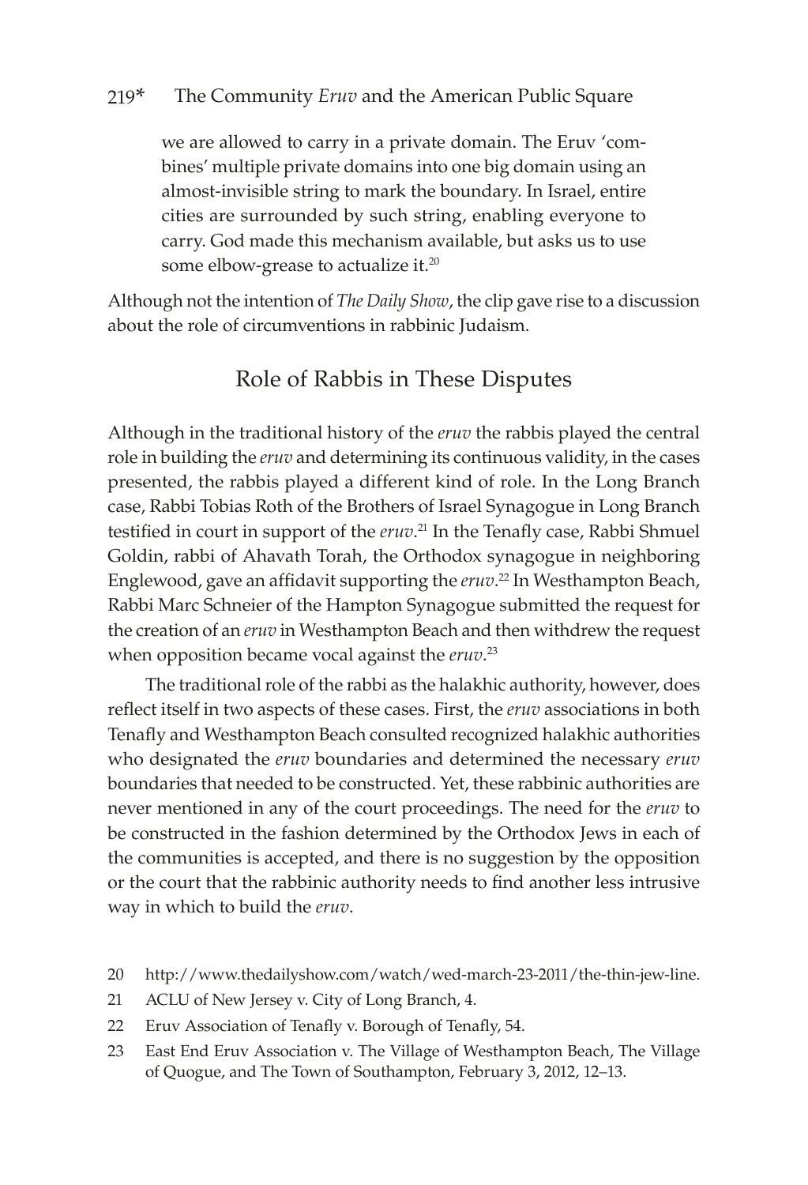> we are allowed to carry in a private domain. The Eruv 'combines' multiple private domains into one big domain using an almost-invisible string to mark the boundary. In Israel, entire cities are surrounded by such string, enabling everyone to carry. God made this mechanism available, but asks us to use some elbow-grease to actualize it.[20]

Although not the intention of *The Daily Show*, the clip gave rise to a discussion about the role of circumventions in rabbinic Judaism.

## Role of Rabbis in These Disputes

Although in the traditional history of the *eruv* the rabbis played the central role in building the *eruv* and determining its continuous validity, in the cases presented, the rabbis played a different kind of role. In the Long Branch case, Rabbi Tobias Roth of the Brothers of Israel Synagogue in Long Branch testified in court in support of the *eruv*.[21] In the Tenafly case, Rabbi Shmuel Goldin, rabbi of Ahavath Torah, the Orthodox synagogue in neighboring Englewood, gave an affidavit supporting the *eruv*.[22] In Westhampton Beach, Rabbi Marc Schneier of the Hampton Synagogue submitted the request for the creation of an *eruv* in Westhampton Beach and then withdrew the request when opposition became vocal against the *eruv*.[23]

The traditional role of the rabbi as the halakhic authority, however, does reflect itself in two aspects of these cases. First, the *eruv* associations in both Tenafly and Westhampton Beach consulted recognized halakhic authorities who designated the *eruv* boundaries and determined the necessary *eruv* boundaries that needed to be constructed. Yet, these rabbinic authorities are never mentioned in any of the court proceedings. The need for the *eruv* to be constructed in the fashion determined by the Orthodox Jews in each of the communities is accepted, and there is no suggestion by the opposition or the court that the rabbinic authority needs to find another less intrusive way in which to build the *eruv*.

20 http://www.thedailyshow.com/watch/wed-march-23-2011/the-thin-jew-line.

21 ACLU of New Jersey v. City of Long Branch, 4.

22 Eruv Association of Tenafly v. Borough of Tenafly, 54.

23 East End Eruv Association v. The Village of Westhampton Beach, The Village of Quogue, and The Town of Southampton, February 3, 2012, 12–13.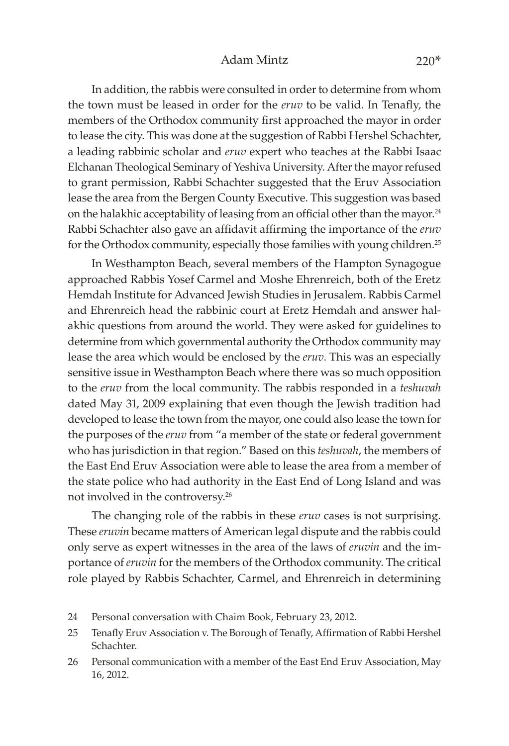In addition, the rabbis were consulted in order to determine from whom the town must be leased in order for the *eruv* to be valid. In Tenafly, the members of the Orthodox community first approached the mayor in order to lease the city. This was done at the suggestion of Rabbi Hershel Schachter, a leading rabbinic scholar and *eruv* expert who teaches at the Rabbi Isaac Elchanan Theological Seminary of Yeshiva University. After the mayor refused to grant permission, Rabbi Schachter suggested that the Eruv Association lease the area from the Bergen County Executive. This suggestion was based on the halakhic acceptability of leasing from an official other than the mayor.[24] Rabbi Schachter also gave an affidavit affirming the importance of the *eruv* for the Orthodox community, especially those families with young children.[25]

In Westhampton Beach, several members of the Hampton Synagogue approached Rabbis Yosef Carmel and Moshe Ehrenreich, both of the Eretz Hemdah Institute for Advanced Jewish Studies in Jerusalem. Rabbis Carmel and Ehrenreich head the rabbinic court at Eretz Hemdah and answer halakhic questions from around the world. They were asked for guidelines to determine from which governmental authority the Orthodox community may lease the area which would be enclosed by the *eruv*. This was an especially sensitive issue in Westhampton Beach where there was so much opposition to the *eruv* from the local community. The rabbis responded in a *teshuvah* dated May 31, 2009 explaining that even though the Jewish tradition had developed to lease the town from the mayor, one could also lease the town for the purposes of the *eruv* from "a member of the state or federal government who has jurisdiction in that region." Based on this *teshuvah*, the members of the East End Eruv Association were able to lease the area from a member of the state police who had authority in the East End of Long Island and was not involved in the controversy.[26]

The changing role of the rabbis in these *eruv* cases is not surprising. These *eruvin* became matters of American legal dispute and the rabbis could only serve as expert witnesses in the area of the laws of *eruvin* and the importance of *eruvin* for the members of the Orthodox community. The critical role played by Rabbis Schachter, Carmel, and Ehrenreich in determining

24 Personal conversation with Chaim Book, February 23, 2012.

25 Tenafly Eruv Association v. The Borough of Tenafly, Affirmation of Rabbi Hershel Schachter.

26 Personal communication with a member of the East End Eruv Association, May 16, 2012.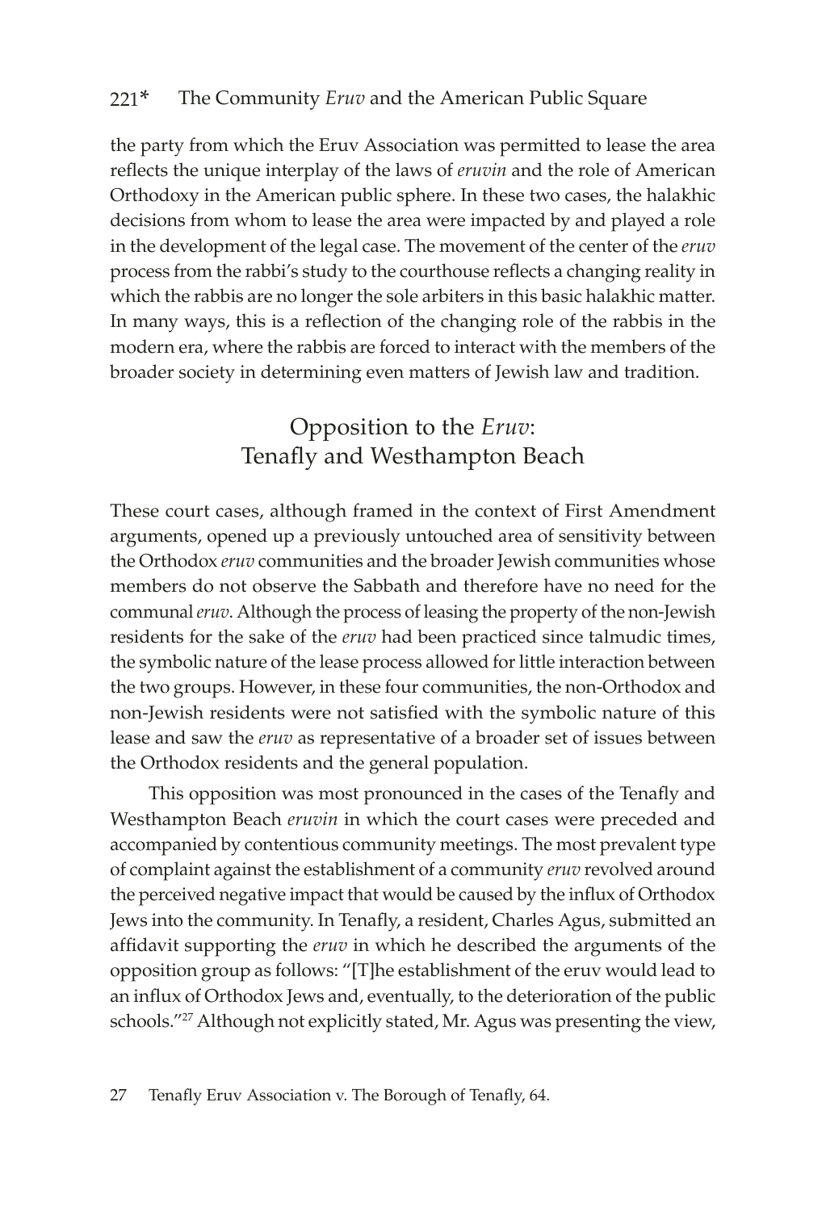the party from which the Eruv Association was permitted to lease the area reflects the unique interplay of the laws of *eruvin* and the role of American Orthodoxy in the American public sphere. In these two cases, the halakhic decisions from whom to lease the area were impacted by and played a role in the development of the legal case. The movement of the center of the *eruv* process from the rabbi's study to the courthouse reflects a changing reality in which the rabbis are no longer the sole arbiters in this basic halakhic matter. In many ways, this is a reflection of the changing role of the rabbis in the modern era, where the rabbis are forced to interact with the members of the broader society in determining even matters of Jewish law and tradition.

## Opposition to the *Eruv*: Tenafly and Westhampton Beach

These court cases, although framed in the context of First Amendment arguments, opened up a previously untouched area of sensitivity between the Orthodox *eruv* communities and the broader Jewish communities whose members do not observe the Sabbath and therefore have no need for the communal *eruv*. Although the process of leasing the property of the non-Jewish residents for the sake of the *eruv* had been practiced since talmudic times, the symbolic nature of the lease process allowed for little interaction between the two groups. However, in these four communities, the non-Orthodox and non-Jewish residents were not satisfied with the symbolic nature of this lease and saw the *eruv* as representative of a broader set of issues between the Orthodox residents and the general population.

This opposition was most pronounced in the cases of the Tenafly and Westhampton Beach *eruvin* in which the court cases were preceded and accompanied by contentious community meetings. The most prevalent type of complaint against the establishment of a community *eruv* revolved around the perceived negative impact that would be caused by the influx of Orthodox Jews into the community. In Tenafly, a resident, Charles Agus, submitted an affidavit supporting the *eruv* in which he described the arguments of the opposition group as follows: "[T]he establishment of the eruv would lead to an influx of Orthodox Jews and, eventually, to the deterioration of the public schools."[27] Although not explicitly stated, Mr. Agus was presenting the view,

27 Tenafly Eruv Association v. The Borough of Tenafly, 64.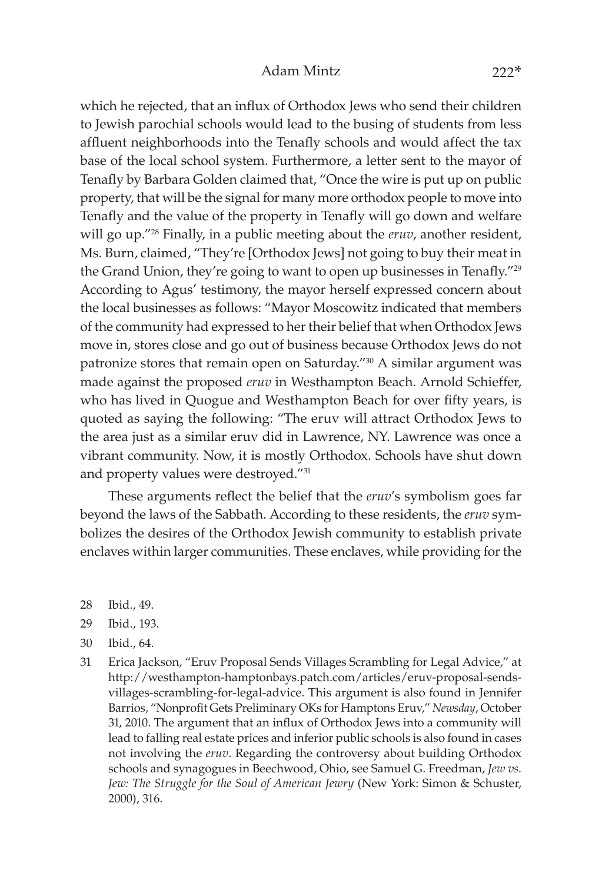which he rejected, that an influx of Orthodox Jews who send their children to Jewish parochial schools would lead to the busing of students from less affluent neighborhoods into the Tenafly schools and would affect the tax base of the local school system. Furthermore, a letter sent to the mayor of Tenafly by Barbara Golden claimed that, "Once the wire is put up on public property, that will be the signal for many more orthodox people to move into Tenafly and the value of the property in Tenafly will go down and welfare will go up."[28] Finally, in a public meeting about the *eruv*, another resident, Ms. Burn, claimed, "They're [Orthodox Jews] not going to buy their meat in the Grand Union, they're going to want to open up businesses in Tenafly."[29] According to Agus' testimony, the mayor herself expressed concern about the local businesses as follows: "Mayor Moscowitz indicated that members of the community had expressed to her their belief that when Orthodox Jews move in, stores close and go out of business because Orthodox Jews do not patronize stores that remain open on Saturday."[30] A similar argument was made against the proposed *eruv* in Westhampton Beach. Arnold Schieffer, who has lived in Quogue and Westhampton Beach for over fifty years, is quoted as saying the following: "The eruv will attract Orthodox Jews to the area just as a similar eruv did in Lawrence, NY. Lawrence was once a vibrant community. Now, it is mostly Orthodox. Schools have shut down and property values were destroyed."[31]

These arguments reflect the belief that the *eruv*'s symbolism goes far beyond the laws of the Sabbath. According to these residents, the *eruv* symbolizes the desires of the Orthodox Jewish community to establish private enclaves within larger communities. These enclaves, while providing for the

28 Ibid., 49.

29 Ibid., 193.

30 Ibid., 64.

31 Erica Jackson, "Eruv Proposal Sends Villages Scrambling for Legal Advice," at http://westhampton-hamptonbays.patch.com/articles/eruv-proposal-sends-villages-scrambling-for-legal-advice. This argument is also found in Jennifer Barrios, "Nonprofit Gets Preliminary OKs for Hamptons Eruv," *Newsday*, October 31, 2010. The argument that an influx of Orthodox Jews into a community will lead to falling real estate prices and inferior public schools is also found in cases not involving the *eruv*. Regarding the controversy about building Orthodox schools and synagogues in Beechwood, Ohio, see Samuel G. Freedman, *Jew vs. Jew: The Struggle for the Soul of American Jewry* (New York: Simon & Schuster, 2000), 316.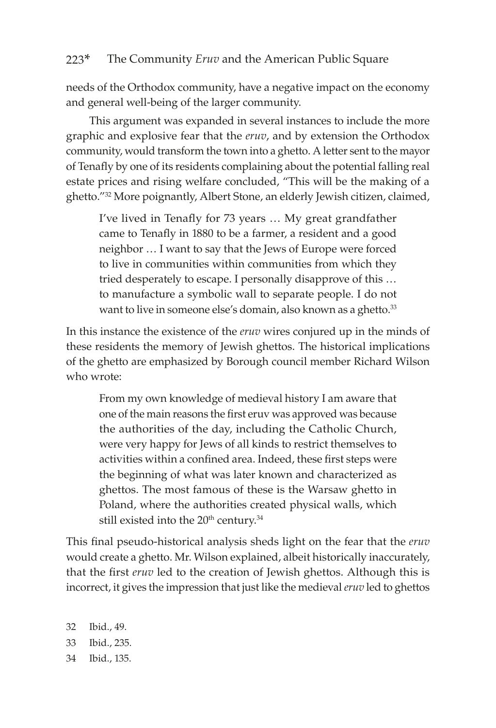needs of the Orthodox community, have a negative impact on the economy and general well-being of the larger community.

This argument was expanded in several instances to include the more graphic and explosive fear that the *eruv*, and by extension the Orthodox community, would transform the town into a ghetto. A letter sent to the mayor of Tenafly by one of its residents complaining about the potential falling real estate prices and rising welfare concluded, "This will be the making of a ghetto."[32] More poignantly, Albert Stone, an elderly Jewish citizen, claimed,

> I've lived in Tenafly for 73 years … My great grandfather came to Tenafly in 1880 to be a farmer, a resident and a good neighbor … I want to say that the Jews of Europe were forced to live in communities within communities from which they tried desperately to escape. I personally disapprove of this … to manufacture a symbolic wall to separate people. I do not want to live in someone else's domain, also known as a ghetto.[33]

In this instance the existence of the *eruv* wires conjured up in the minds of these residents the memory of Jewish ghettos. The historical implications of the ghetto are emphasized by Borough council member Richard Wilson who wrote:

> From my own knowledge of medieval history I am aware that one of the main reasons the first eruv was approved was because the authorities of the day, including the Catholic Church, were very happy for Jews of all kinds to restrict themselves to activities within a confined area. Indeed, these first steps were the beginning of what was later known and characterized as ghettos. The most famous of these is the Warsaw ghetto in Poland, where the authorities created physical walls, which still existed into the 20th century.[34]

This final pseudo-historical analysis sheds light on the fear that the *eruv* would create a ghetto. Mr. Wilson explained, albeit historically inaccurately, that the first *eruv* led to the creation of Jewish ghettos. Although this is incorrect, it gives the impression that just like the medieval *eruv* led to ghettos

32 Ibid., 49.

33 Ibid., 235.

34 Ibid., 135.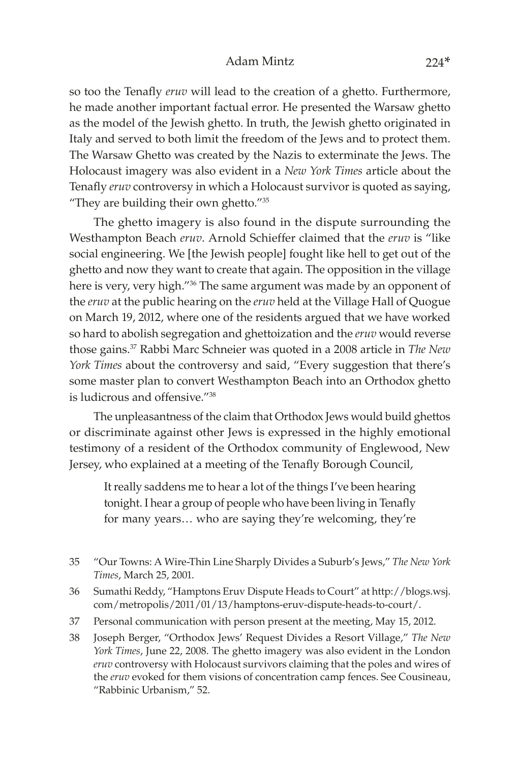so too the Tenafly *eruv* will lead to the creation of a ghetto. Furthermore, he made another important factual error. He presented the Warsaw ghetto as the model of the Jewish ghetto. In truth, the Jewish ghetto originated in Italy and served to both limit the freedom of the Jews and to protect them. The Warsaw Ghetto was created by the Nazis to exterminate the Jews. The Holocaust imagery was also evident in a *New York Times* article about the Tenafly *eruv* controversy in which a Holocaust survivor is quoted as saying, "They are building their own ghetto."[35]

The ghetto imagery is also found in the dispute surrounding the Westhampton Beach *eruv*. Arnold Schieffer claimed that the *eruv* is "like social engineering. We [the Jewish people] fought like hell to get out of the ghetto and now they want to create that again. The opposition in the village here is very, very high."[36] The same argument was made by an opponent of the *eruv* at the public hearing on the *eruv* held at the Village Hall of Quogue on March 19, 2012, where one of the residents argued that we have worked so hard to abolish segregation and ghettoization and the *eruv* would reverse those gains.[37] Rabbi Marc Schneier was quoted in a 2008 article in *The New York Times* about the controversy and said, "Every suggestion that there's some master plan to convert Westhampton Beach into an Orthodox ghetto is ludicrous and offensive."[38]

The unpleasantness of the claim that Orthodox Jews would build ghettos or discriminate against other Jews is expressed in the highly emotional testimony of a resident of the Orthodox community of Englewood, New Jersey, who explained at a meeting of the Tenafly Borough Council,

> It really saddens me to hear a lot of the things I've been hearing tonight. I hear a group of people who have been living in Tenafly for many years… who are saying they're welcoming, they're

35 "Our Towns: A Wire-Thin Line Sharply Divides a Suburb's Jews," *The New York Times*, March 25, 2001.

36 Sumathi Reddy, "Hamptons Eruv Dispute Heads to Court" at http://blogs.wsj.com/metropolis/2011/01/13/hamptons-eruv-dispute-heads-to-court/.

37 Personal communication with person present at the meeting, May 15, 2012.

38 Joseph Berger, "Orthodox Jews' Request Divides a Resort Village," *The New York Times*, June 22, 2008. The ghetto imagery was also evident in the London *eruv* controversy with Holocaust survivors claiming that the poles and wires of the *eruv* evoked for them visions of concentration camp fences. See Cousineau, "Rabbinic Urbanism," 52.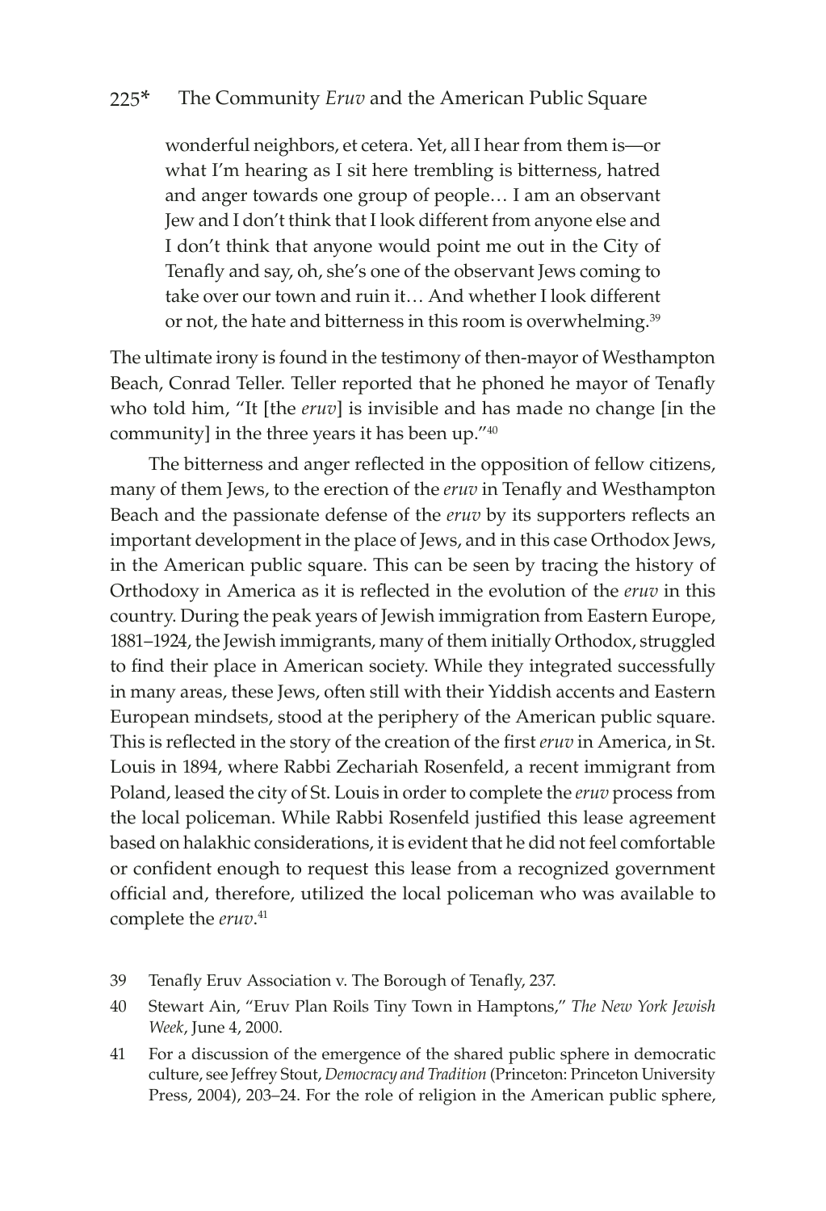wonderful neighbors, et cetera. Yet, all I hear from them is—or what I'm hearing as I sit here trembling is bitterness, hatred and anger towards one group of people… I am an observant Jew and I don't think that I look different from anyone else and I don't think that anyone would point me out in the City of Tenafly and say, oh, she's one of the observant Jews coming to take over our town and ruin it… And whether I look different or not, the hate and bitterness in this room is overwhelming.[39]

The ultimate irony is found in the testimony of then-mayor of Westhampton Beach, Conrad Teller. Teller reported that he phoned he mayor of Tenafly who told him, "It [the *eruv*] is invisible and has made no change [in the community] in the three years it has been up."[40]

The bitterness and anger reflected in the opposition of fellow citizens, many of them Jews, to the erection of the *eruv* in Tenafly and Westhampton Beach and the passionate defense of the *eruv* by its supporters reflects an important development in the place of Jews, and in this case Orthodox Jews, in the American public square. This can be seen by tracing the history of Orthodoxy in America as it is reflected in the evolution of the *eruv* in this country. During the peak years of Jewish immigration from Eastern Europe, 1881–1924, the Jewish immigrants, many of them initially Orthodox, struggled to find their place in American society. While they integrated successfully in many areas, these Jews, often still with their Yiddish accents and Eastern European mindsets, stood at the periphery of the American public square. This is reflected in the story of the creation of the first *eruv* in America, in St. Louis in 1894, where Rabbi Zechariah Rosenfeld, a recent immigrant from Poland, leased the city of St. Louis in order to complete the *eruv* process from the local policeman. While Rabbi Rosenfeld justified this lease agreement based on halakhic considerations, it is evident that he did not feel comfortable or confident enough to request this lease from a recognized government official and, therefore, utilized the local policeman who was available to complete the *eruv*.[41]

39 Tenafly Eruv Association v. The Borough of Tenafly, 237.

40 Stewart Ain, "Eruv Plan Roils Tiny Town in Hamptons," *The New York Jewish Week*, June 4, 2000.

41 For a discussion of the emergence of the shared public sphere in democratic culture, see Jeffrey Stout, *Democracy and Tradition* (Princeton: Princeton University Press, 2004), 203–24. For the role of religion in the American public sphere,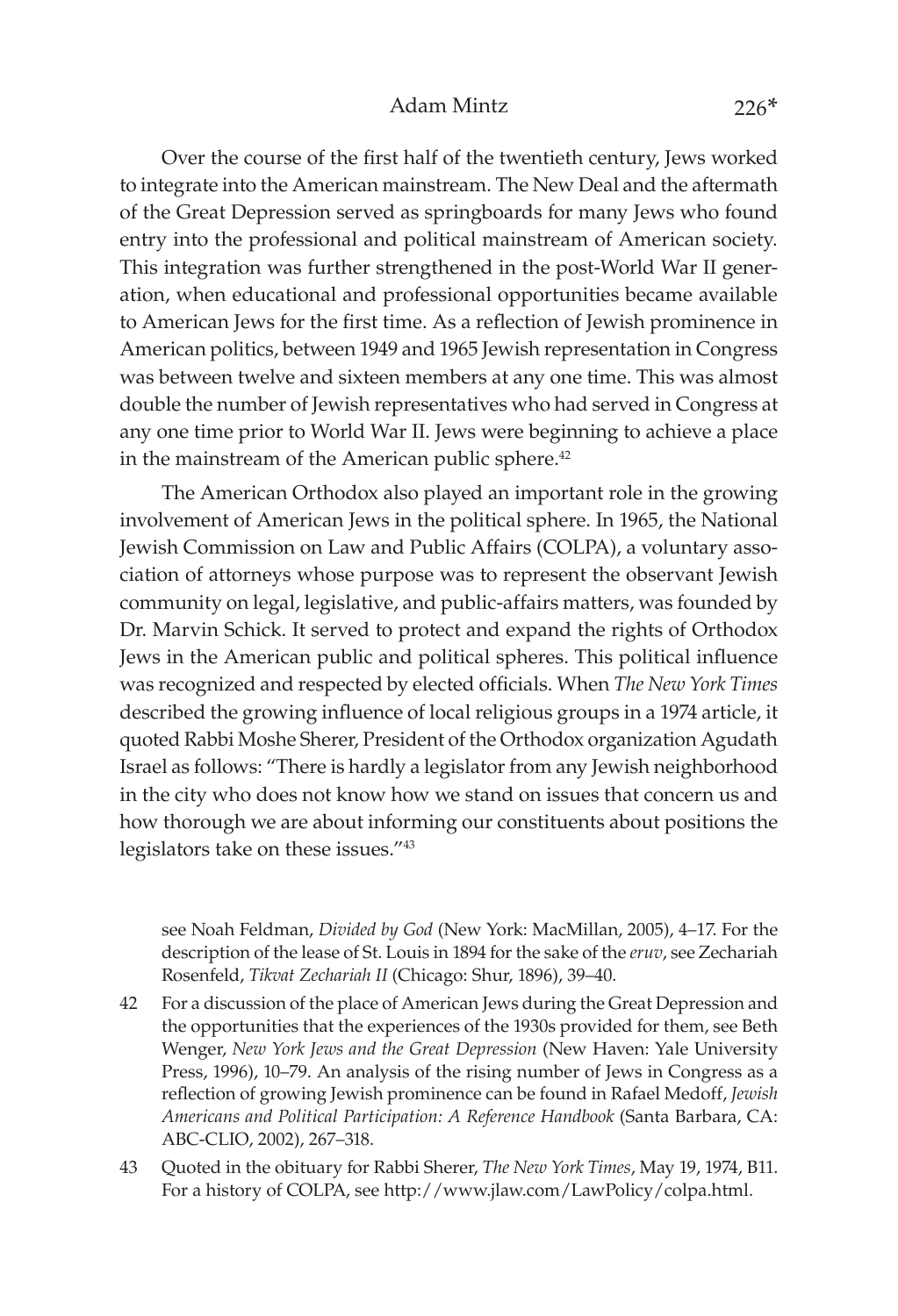Over the course of the first half of the twentieth century, Jews worked to integrate into the American mainstream. The New Deal and the aftermath of the Great Depression served as springboards for many Jews who found entry into the professional and political mainstream of American society. This integration was further strengthened in the post-World War II generation, when educational and professional opportunities became available to American Jews for the first time. As a reflection of Jewish prominence in American politics, between 1949 and 1965 Jewish representation in Congress was between twelve and sixteen members at any one time. This was almost double the number of Jewish representatives who had served in Congress at any one time prior to World War II. Jews were beginning to achieve a place in the mainstream of the American public sphere.[42]

The American Orthodox also played an important role in the growing involvement of American Jews in the political sphere. In 1965, the National Jewish Commission on Law and Public Affairs (COLPA), a voluntary association of attorneys whose purpose was to represent the observant Jewish community on legal, legislative, and public-affairs matters, was founded by Dr. Marvin Schick. It served to protect and expand the rights of Orthodox Jews in the American public and political spheres. This political influence was recognized and respected by elected officials. When *The New York Times* described the growing influence of local religious groups in a 1974 article, it quoted Rabbi Moshe Sherer, President of the Orthodox organization Agudath Israel as follows: "There is hardly a legislator from any Jewish neighborhood in the city who does not know how we stand on issues that concern us and how thorough we are about informing our constituents about positions the legislators take on these issues."[43]

see Noah Feldman, *Divided by God* (New York: MacMillan, 2005), 4–17. For the description of the lease of St. Louis in 1894 for the sake of the *eruv*, see Zechariah Rosenfeld, *Tikvat Zechariah II* (Chicago: Shur, 1896), 39–40.

42 For a discussion of the place of American Jews during the Great Depression and the opportunities that the experiences of the 1930s provided for them, see Beth Wenger, *New York Jews and the Great Depression* (New Haven: Yale University Press, 1996), 10–79. An analysis of the rising number of Jews in Congress as a reflection of growing Jewish prominence can be found in Rafael Medoff, *Jewish Americans and Political Participation: A Reference Handbook* (Santa Barbara, CA: ABC-CLIO, 2002), 267–318.

43 Quoted in the obituary for Rabbi Sherer, *The New York Times*, May 19, 1974, B11. For a history of COLPA, see http://www.jlaw.com/LawPolicy/colpa.html.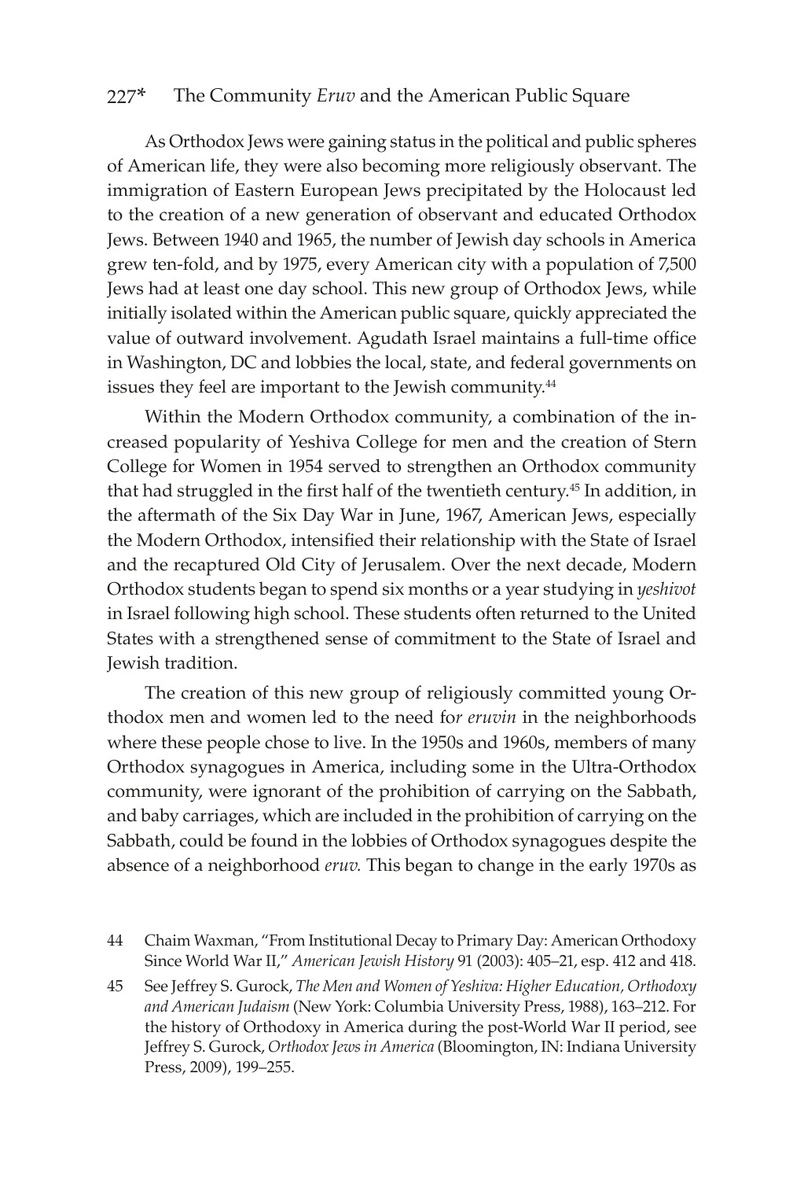As Orthodox Jews were gaining status in the political and public spheres of American life, they were also becoming more religiously observant. The immigration of Eastern European Jews precipitated by the Holocaust led to the creation of a new generation of observant and educated Orthodox Jews. Between 1940 and 1965, the number of Jewish day schools in America grew ten-fold, and by 1975, every American city with a population of 7,500 Jews had at least one day school. This new group of Orthodox Jews, while initially isolated within the American public square, quickly appreciated the value of outward involvement. Agudath Israel maintains a full-time office in Washington, DC and lobbies the local, state, and federal governments on issues they feel are important to the Jewish community.[44]

Within the Modern Orthodox community, a combination of the increased popularity of Yeshiva College for men and the creation of Stern College for Women in 1954 served to strengthen an Orthodox community that had struggled in the first half of the twentieth century.[45] In addition, in the aftermath of the Six Day War in June, 1967, American Jews, especially the Modern Orthodox, intensified their relationship with the State of Israel and the recaptured Old City of Jerusalem. Over the next decade, Modern Orthodox students began to spend six months or a year studying in *yeshivot* in Israel following high school. These students often returned to the United States with a strengthened sense of commitment to the State of Israel and Jewish tradition.

The creation of this new group of religiously committed young Orthodox men and women led to the need for *eruvin* in the neighborhoods where these people chose to live. In the 1950s and 1960s, members of many Orthodox synagogues in America, including some in the Ultra-Orthodox community, were ignorant of the prohibition of carrying on the Sabbath, and baby carriages, which are included in the prohibition of carrying on the Sabbath, could be found in the lobbies of Orthodox synagogues despite the absence of a neighborhood *eruv.* This began to change in the early 1970s as

44 Chaim Waxman, "From Institutional Decay to Primary Day: American Orthodoxy Since World War II," *American Jewish History* 91 (2003): 405–21, esp. 412 and 418.

45 See Jeffrey S. Gurock, *The Men and Women of Yeshiva: Higher Education, Orthodoxy and American Judaism* (New York: Columbia University Press, 1988), 163–212. For the history of Orthodoxy in America during the post-World War II period, see Jeffrey S. Gurock, *Orthodox Jews in America* (Bloomington, IN: Indiana University Press, 2009), 199–255.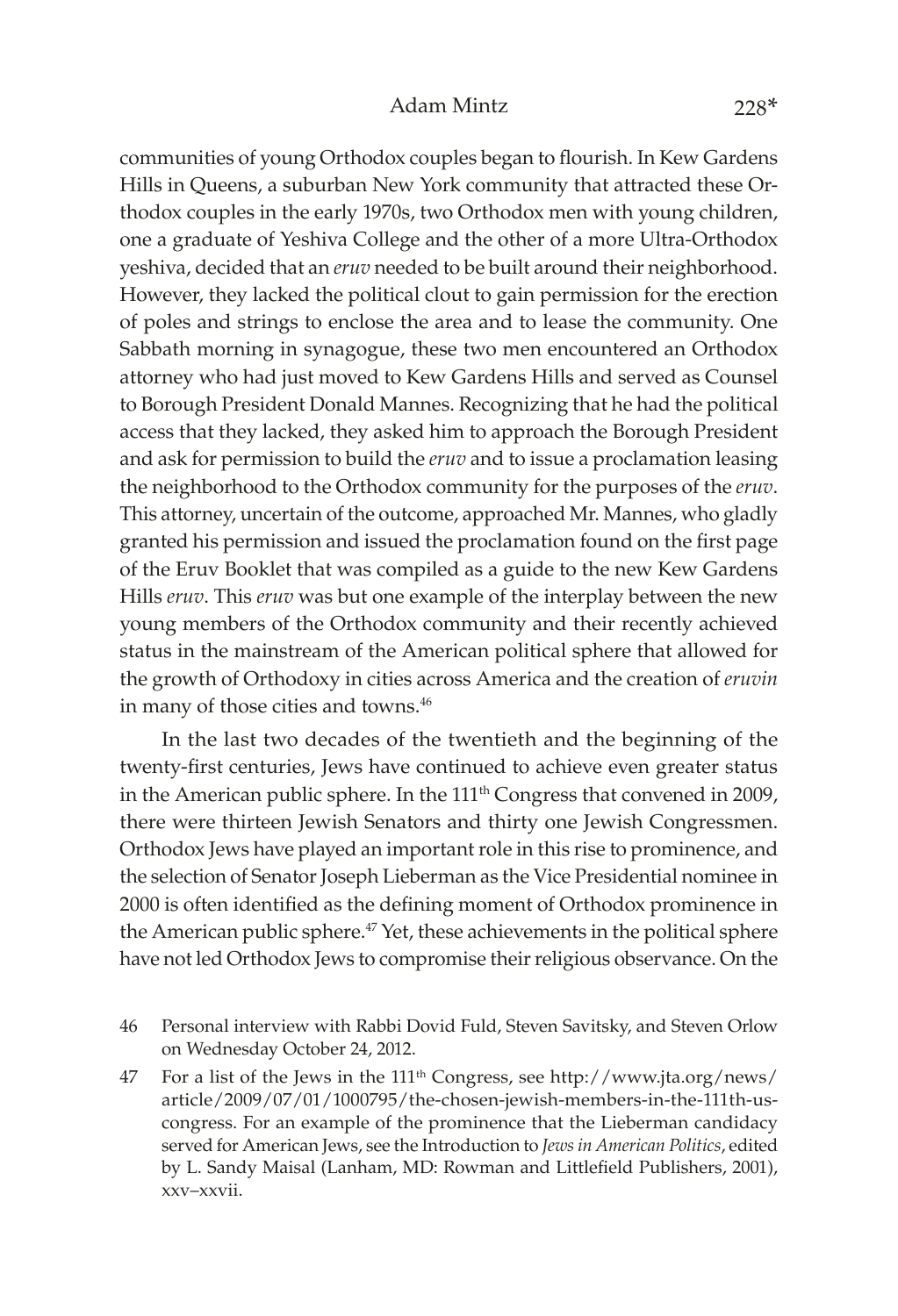communities of young Orthodox couples began to flourish. In Kew Gardens Hills in Queens, a suburban New York community that attracted these Orthodox couples in the early 1970s, two Orthodox men with young children, one a graduate of Yeshiva College and the other of a more Ultra-Orthodox yeshiva, decided that an *eruv* needed to be built around their neighborhood. However, they lacked the political clout to gain permission for the erection of poles and strings to enclose the area and to lease the community. One Sabbath morning in synagogue, these two men encountered an Orthodox attorney who had just moved to Kew Gardens Hills and served as Counsel to Borough President Donald Mannes. Recognizing that he had the political access that they lacked, they asked him to approach the Borough President and ask for permission to build the *eruv* and to issue a proclamation leasing the neighborhood to the Orthodox community for the purposes of the *eruv*. This attorney, uncertain of the outcome, approached Mr. Mannes, who gladly granted his permission and issued the proclamation found on the first page of the Eruv Booklet that was compiled as a guide to the new Kew Gardens Hills *eruv*. This *eruv* was but one example of the interplay between the new young members of the Orthodox community and their recently achieved status in the mainstream of the American political sphere that allowed for the growth of Orthodoxy in cities across America and the creation of *eruvin* in many of those cities and towns.[46]

In the last two decades of the twentieth and the beginning of the twenty-first centuries, Jews have continued to achieve even greater status in the American public sphere. In the 111th Congress that convened in 2009, there were thirteen Jewish Senators and thirty one Jewish Congressmen. Orthodox Jews have played an important role in this rise to prominence, and the selection of Senator Joseph Lieberman as the Vice Presidential nominee in 2000 is often identified as the defining moment of Orthodox prominence in the American public sphere.[47] Yet, these achievements in the political sphere have not led Orthodox Jews to compromise their religious observance. On the

46 Personal interview with Rabbi Dovid Fuld, Steven Savitsky, and Steven Orlow on Wednesday October 24, 2012.

47 For a list of the Jews in the 111th Congress, see http://www.jta.org/news/article/2009/07/01/1000795/the-chosen-jewish-members-in-the-111th-us-congress. For an example of the prominence that the Lieberman candidacy served for American Jews, see the Introduction to *Jews in American Politics*, edited by L. Sandy Maisal (Lanham, MD: Rowman and Littlefield Publishers, 2001), xxv–xxvii.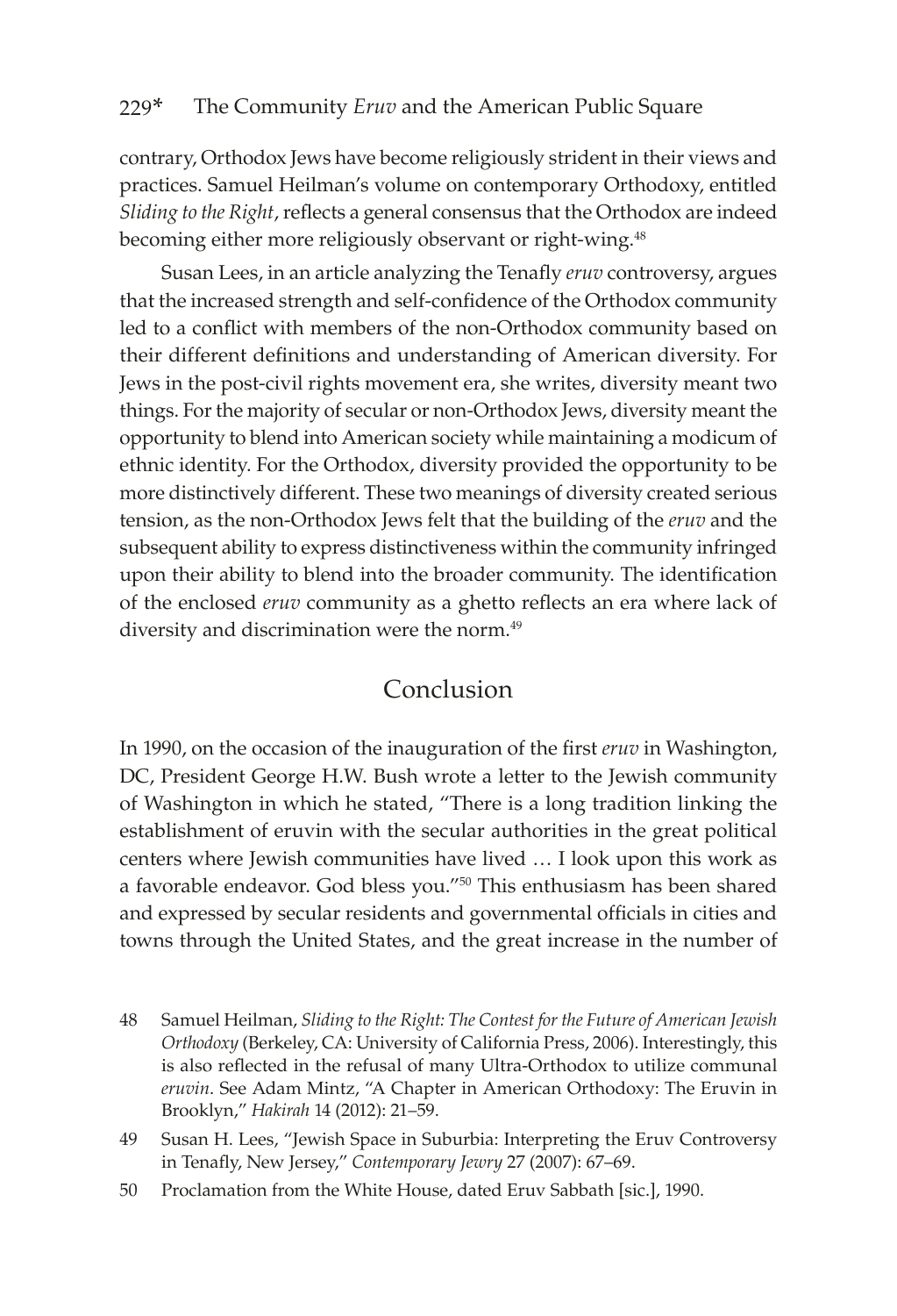contrary, Orthodox Jews have become religiously strident in their views and practices. Samuel Heilman's volume on contemporary Orthodoxy, entitled *Sliding to the Right*, reflects a general consensus that the Orthodox are indeed becoming either more religiously observant or right-wing.[48]

Susan Lees, in an article analyzing the Tenafly *eruv* controversy, argues that the increased strength and self-confidence of the Orthodox community led to a conflict with members of the non-Orthodox community based on their different definitions and understanding of American diversity. For Jews in the post-civil rights movement era, she writes, diversity meant two things. For the majority of secular or non-Orthodox Jews, diversity meant the opportunity to blend into American society while maintaining a modicum of ethnic identity. For the Orthodox, diversity provided the opportunity to be more distinctively different. These two meanings of diversity created serious tension, as the non-Orthodox Jews felt that the building of the *eruv* and the subsequent ability to express distinctiveness within the community infringed upon their ability to blend into the broader community. The identification of the enclosed *eruv* community as a ghetto reflects an era where lack of diversity and discrimination were the norm.[49]

## Conclusion

In 1990, on the occasion of the inauguration of the first *eruv* in Washington, DC, President George H.W. Bush wrote a letter to the Jewish community of Washington in which he stated, "There is a long tradition linking the establishment of eruvin with the secular authorities in the great political centers where Jewish communities have lived … I look upon this work as a favorable endeavor. God bless you."[50] This enthusiasm has been shared and expressed by secular residents and governmental officials in cities and towns through the United States, and the great increase in the number of

---

48 Samuel Heilman, *Sliding to the Right: The Contest for the Future of American Jewish Orthodoxy* (Berkeley, CA: University of California Press, 2006). Interestingly, this is also reflected in the refusal of many Ultra-Orthodox to utilize communal *eruvin*. See Adam Mintz, "A Chapter in American Orthodoxy: The Eruvin in Brooklyn," *Hakirah* 14 (2012): 21–59.

49 Susan H. Lees, "Jewish Space in Suburbia: Interpreting the Eruv Controversy in Tenafly, New Jersey," *Contemporary Jewry* 27 (2007): 67–69.

50 Proclamation from the White House, dated Eruv Sabbath [sic.], 1990.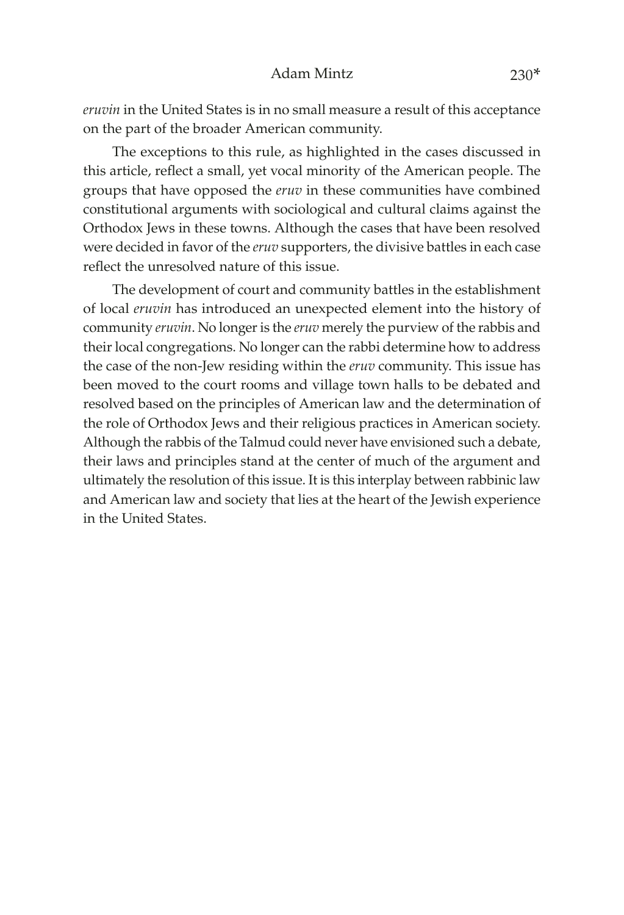*eruvin* in the United States is in no small measure a result of this acceptance on the part of the broader American community.

The exceptions to this rule, as highlighted in the cases discussed in this article, reflect a small, yet vocal minority of the American people. The groups that have opposed the *eruv* in these communities have combined constitutional arguments with sociological and cultural claims against the Orthodox Jews in these towns. Although the cases that have been resolved were decided in favor of the *eruv* supporters, the divisive battles in each case reflect the unresolved nature of this issue.

The development of court and community battles in the establishment of local *eruvin* has introduced an unexpected element into the history of community *eruvin*. No longer is the *eruv* merely the purview of the rabbis and their local congregations. No longer can the rabbi determine how to address the case of the non-Jew residing within the *eruv* community. This issue has been moved to the court rooms and village town halls to be debated and resolved based on the principles of American law and the determination of the role of Orthodox Jews and their religious practices in American society. Although the rabbis of the Talmud could never have envisioned such a debate, their laws and principles stand at the center of much of the argument and ultimately the resolution of this issue. It is this interplay between rabbinic law and American law and society that lies at the heart of the Jewish experience in the United States.